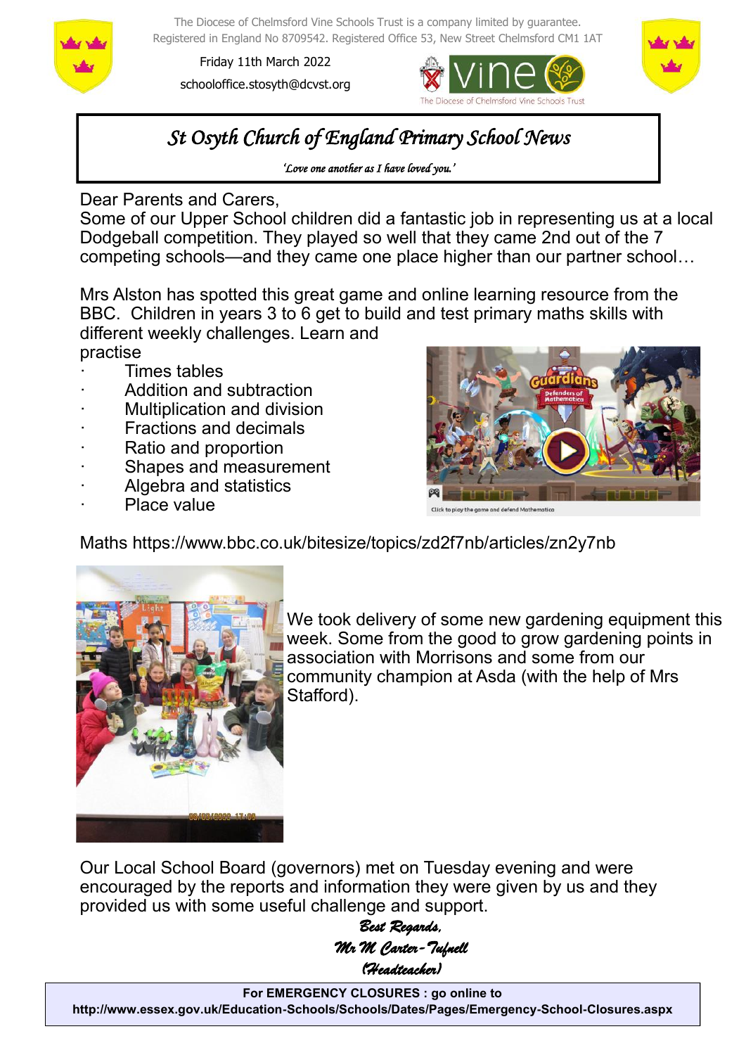The Diocese of Chelmsford Vine Schools Trust is a company limited by guarantee.
Registered in England No 8709542. Registered Office 53, New Street Chelmsford CM1 1AT

Friday 11th March 2022

schooloffice.stosyth@dcvst.org

# *St Osyth Church of England Primary School News*

*'Love one another as I have loved you.'*

Dear Parents and Carers,

Some of our Upper School children did a fantastic job in representing us at a local Dodgeball competition. They played so well that they came 2nd out of the 7 competing schools—and they came one place higher than our partner school…

Mrs Alston has spotted this great game and online learning resource from the BBC. Children in years 3 to 6 get to build and test primary maths skills with different weekly challenges. Learn and practise

- Times tables
- Addition and subtraction
- Multiplication and division
- Fractions and decimals
- Ratio and proportion
- Shapes and measurement
- Algebra and statistics
- Place value

Maths https://www.bbc.co.uk/bitesize/topics/zd2f7nb/articles/zn2y7nb

We took delivery of some new gardening equipment this week. Some from the good to grow gardening points in association with Morrisons and some from our community champion at Asda (with the help of Mrs Stafford).

Our Local School Board (governors) met on Tuesday evening and were encouraged by the reports and information they were given by us and they provided us with some useful challenge and support.

*Best Regards,*

*Mr M Carter-Tufnell*

*(Headteacher)*

**For EMERGENCY CLOSURES : go online to**
**http://www.essex.gov.uk/Education-Schools/Schools/Dates/Pages/Emergency-School-Closures.aspx**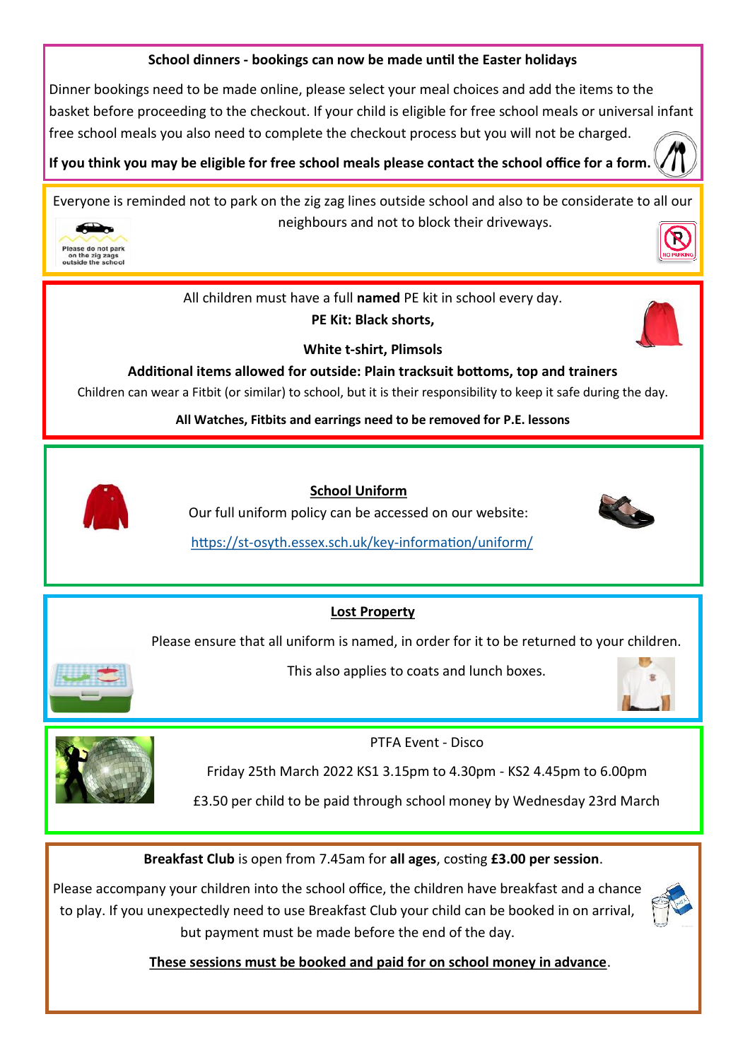**School dinners - bookings can now be made until the Easter holidays**

Dinner bookings need to be made online, please select your meal choices and add the items to the basket before proceeding to the checkout. If your child is eligible for free school meals or universal infant free school meals you also need to complete the checkout process but you will not be charged.

**If you think you may be eligible for free school meals please contact the school office for a form.**

---

Everyone is reminded not to park on the zig zag lines outside school and also to be considerate to all our neighbours and not to block their driveways.

Please do not park on the zig zags outside the school

NO PARKING

---

All children must have a full **named** PE kit in school every day.

**PE Kit: Black shorts,**

**White t-shirt, Plimsols**

**Additional items allowed for outside: Plain tracksuit bottoms, top and trainers**

Children can wear a Fitbit (or similar) to school, but it is their responsibility to keep it safe during the day.

**All Watches, Fitbits and earrings need to be removed for P.E. lessons**

---

**School Uniform**

Our full uniform policy can be accessed on our website:

https://st-osyth.essex.sch.uk/key-information/uniform/

---

**Lost Property**

Please ensure that all uniform is named, in order for it to be returned to your children.

This also applies to coats and lunch boxes.

---

PTFA Event - Disco

Friday 25th March 2022 KS1 3.15pm to 4.30pm - KS2 4.45pm to 6.00pm

£3.50 per child to be paid through school money by Wednesday 23rd March

---

**Breakfast Club** is open from 7.45am for **all ages**, costing **£3.00 per session**.

Please accompany your children into the school office, the children have breakfast and a chance to play. If you unexpectedly need to use Breakfast Club your child can be booked in on arrival, but payment must be made before the end of the day.

**These sessions must be booked and paid for on school money in advance**.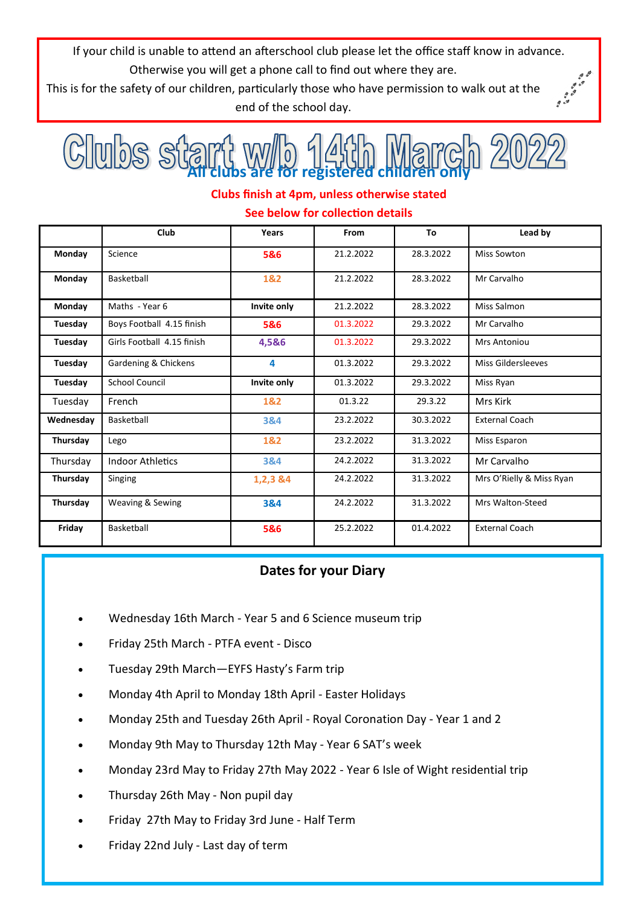If your child is unable to attend an afterschool club please let the office staff know in advance. Otherwise you will get a phone call to find out where they are.
This is for the safety of our children, particularly those who have permission to walk out at the end of the school day.

# Clubs start w/b 14th March 2022

**All clubs are for registered children only**

**Clubs finish at 4pm, unless otherwise stated**

**See below for collection details**

| | Club | Years | From | To | Lead by |
|---|---|---|---|---|---|
| **Monday** | Science | **5&6** | 21.2.2022 | 28.3.2022 | Miss Sowton |
| **Monday** | Basketball | **1&2** | 21.2.2022 | 28.3.2022 | Mr Carvalho |
| **Monday** | Maths - Year 6 | **Invite only** | 21.2.2022 | 28.3.2022 | Miss Salmon |
| **Tuesday** | Boys Football 4.15 finish | **5&6** | 01.3.2022 | 29.3.2022 | Mr Carvalho |
| **Tuesday** | Girls Football 4.15 finish | **4,5&6** | 01.3.2022 | 29.3.2022 | Mrs Antoniou |
| **Tuesday** | Gardening & Chickens | **4** | 01.3.2022 | 29.3.2022 | Miss Gildersleeves |
| **Tuesday** | School Council | **Invite only** | 01.3.2022 | 29.3.2022 | Miss Ryan |
| Tuesday | French | **1&2** | 01.3.22 | 29.3.22 | Mrs Kirk |
| **Wednesday** | Basketball | **3&4** | 23.2.2022 | 30.3.2022 | External Coach |
| **Thursday** | Lego | **1&2** | 23.2.2022 | 31.3.2022 | Miss Esparon |
| Thursday | Indoor Athletics | **3&4** | 24.2.2022 | 31.3.2022 | Mr Carvalho |
| **Thursday** | Singing | **1,2,3 &4** | 24.2.2022 | 31.3.2022 | Mrs O'Rielly & Miss Ryan |
| **Thursday** | Weaving & Sewing | **3&4** | 24.2.2022 | 31.3.2022 | Mrs Walton-Steed |
| **Friday** | Basketball | **5&6** | 25.2.2022 | 01.4.2022 | External Coach |

## Dates for your Diary

- Wednesday 16th March - Year 5 and 6 Science museum trip
- Friday 25th March - PTFA event - Disco
- Tuesday 29th March—EYFS Hasty's Farm trip
- Monday 4th April to Monday 18th April - Easter Holidays
- Monday 25th and Tuesday 26th April - Royal Coronation Day - Year 1 and 2
- Monday 9th May to Thursday 12th May - Year 6 SAT's week
- Monday 23rd May to Friday 27th May 2022 - Year 6 Isle of Wight residential trip
- Thursday 26th May - Non pupil day
- Friday 27th May to Friday 3rd June - Half Term
- Friday 22nd July - Last day of term